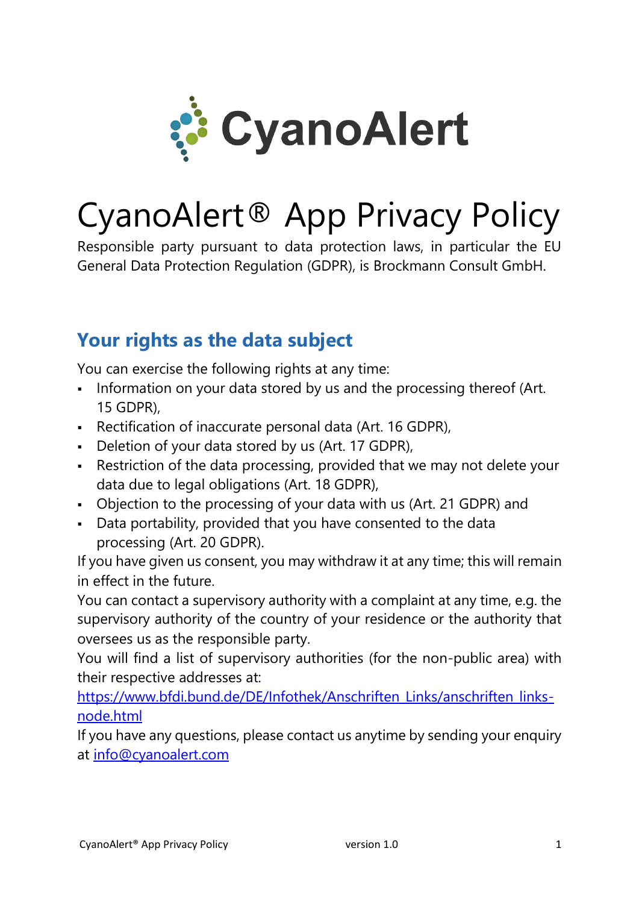# CyanoAlert® App Privacy Policy

Responsible party pursuant to data protection laws, in particular the EU General Data Protection Regulation (GDPR), is Brockmann Consult GmbH.

## Your rights as the data subject

You can exercise the following rights at any time:

- Information on your data stored by us and the processing thereof (Art. 15 GDPR),
- Rectification of inaccurate personal data (Art. 16 GDPR),
- Deletion of your data stored by us (Art. 17 GDPR),
- Restriction of the data processing, provided that we may not delete your data due to legal obligations (Art. 18 GDPR),
- Objection to the processing of your data with us (Art. 21 GDPR) and
- Data portability, provided that you have consented to the data processing (Art. 20 GDPR).

If you have given us consent, you may withdraw it at any time; this will remain in effect in the future.

You can contact a supervisory authority with a complaint at any time, e.g. the supervisory authority of the country of your residence or the authority that oversees us as the responsible party.

You will find a list of supervisory authorities (for the non-public area) with their respective addresses at:
[https://www.bfdi.bund.de/DE/Infothek/Anschriften_Links/anschriften_links-node.html](https://www.bfdi.bund.de/DE/Infothek/Anschriften_Links/anschriften_links-node.html)

If you have any questions, please contact us anytime by sending your enquiry at [info@cyanoalert.com](mailto:info@cyanoalert.com)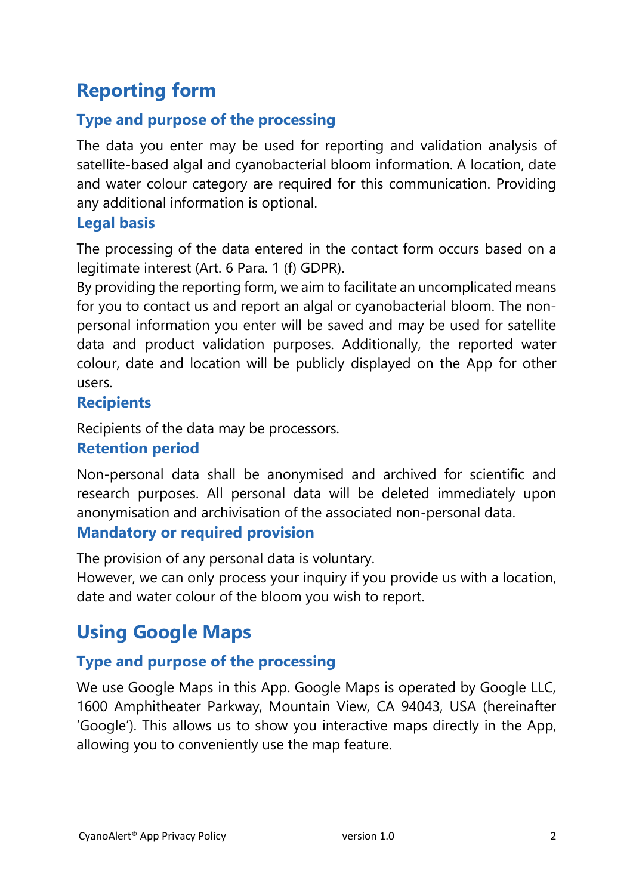## Reporting form

### Type and purpose of the processing

The data you enter may be used for reporting and validation analysis of satellite-based algal and cyanobacterial bloom information. A location, date and water colour category are required for this communication. Providing any additional information is optional.

### Legal basis

The processing of the data entered in the contact form occurs based on a legitimate interest (Art. 6 Para. 1 (f) GDPR).
By providing the reporting form, we aim to facilitate an uncomplicated means for you to contact us and report an algal or cyanobacterial bloom. The non-personal information you enter will be saved and may be used for satellite data and product validation purposes. Additionally, the reported water colour, date and location will be publicly displayed on the App for other users.

### Recipients

Recipients of the data may be processors.

### Retention period

Non-personal data shall be anonymised and archived for scientific and research purposes. All personal data will be deleted immediately upon anonymisation and archivisation of the associated non-personal data.

### Mandatory or required provision

The provision of any personal data is voluntary.
However, we can only process your inquiry if you provide us with a location, date and water colour of the bloom you wish to report.

## Using Google Maps

### Type and purpose of the processing

We use Google Maps in this App. Google Maps is operated by Google LLC, 1600 Amphitheater Parkway, Mountain View, CA 94043, USA (hereinafter 'Google'). This allows us to show you interactive maps directly in the App, allowing you to conveniently use the map feature.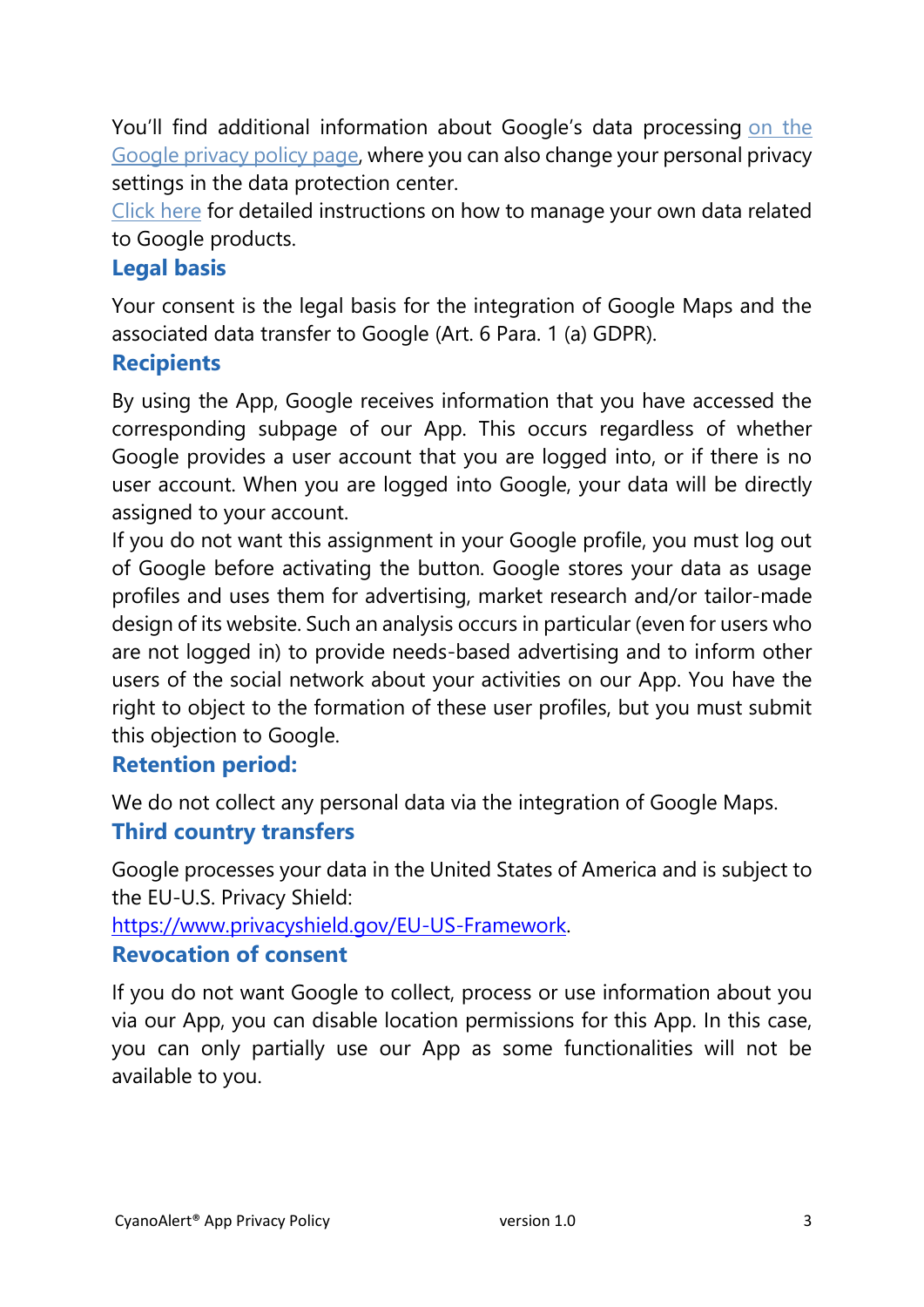You'll find additional information about Google's data processing on the Google privacy policy page, where you can also change your personal privacy settings in the data protection center.
Click here for detailed instructions on how to manage your own data related to Google products.

### Legal basis

Your consent is the legal basis for the integration of Google Maps and the associated data transfer to Google (Art. 6 Para. 1 (a) GDPR).

### Recipients

By using the App, Google receives information that you have accessed the corresponding subpage of our App. This occurs regardless of whether Google provides a user account that you are logged into, or if there is no user account. When you are logged into Google, your data will be directly assigned to your account.
If you do not want this assignment in your Google profile, you must log out of Google before activating the button. Google stores your data as usage profiles and uses them for advertising, market research and/or tailor-made design of its website. Such an analysis occurs in particular (even for users who are not logged in) to provide needs-based advertising and to inform other users of the social network about your activities on our App. You have the right to object to the formation of these user profiles, but you must submit this objection to Google.

### Retention period:

We do not collect any personal data via the integration of Google Maps.

### Third country transfers

Google processes your data in the United States of America and is subject to the EU-U.S. Privacy Shield:
https://www.privacyshield.gov/EU-US-Framework.

### Revocation of consent

If you do not want Google to collect, process or use information about you via our App, you can disable location permissions for this App. In this case, you can only partially use our App as some functionalities will not be available to you.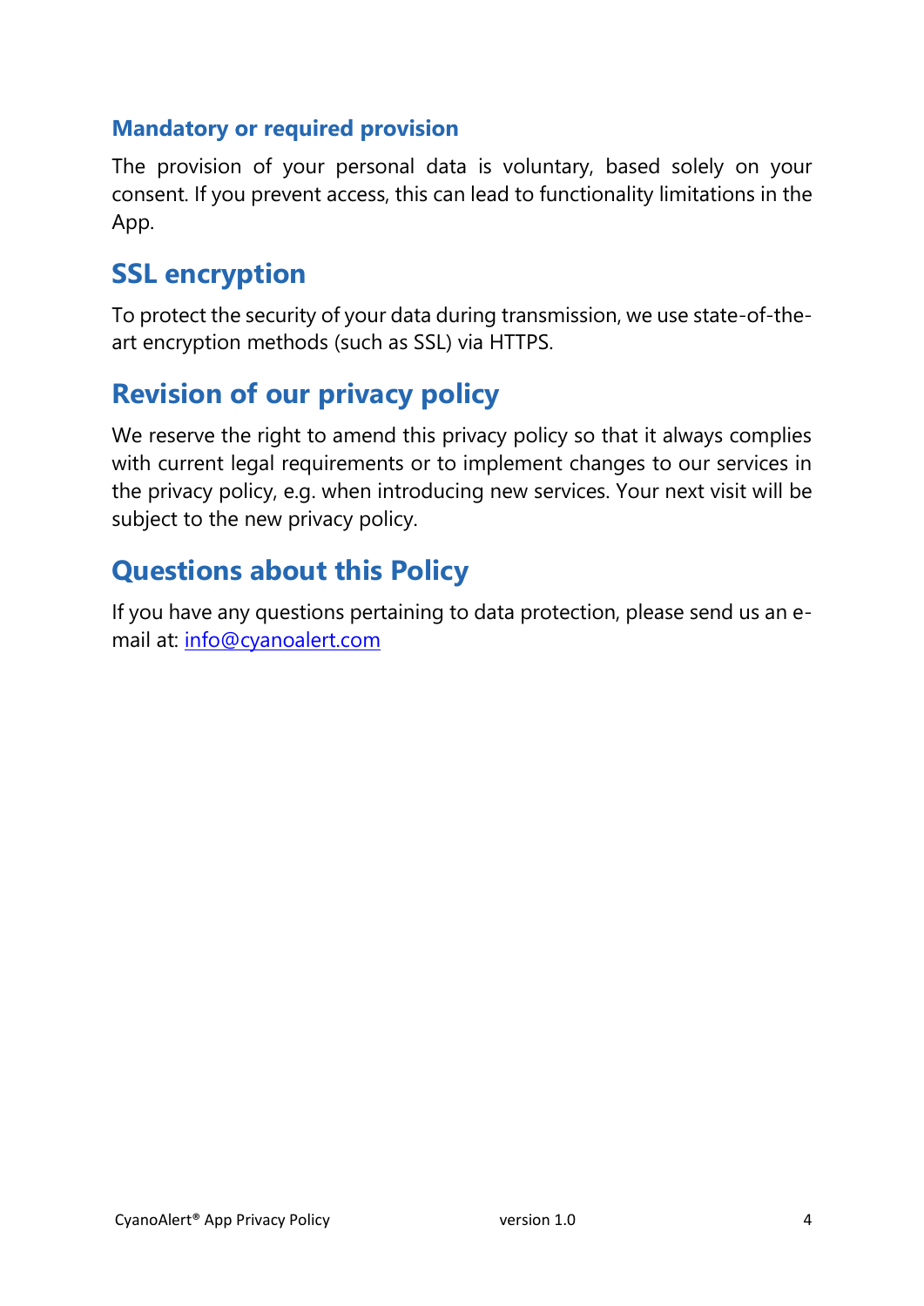### Mandatory or required provision

The provision of your personal data is voluntary, based solely on your consent. If you prevent access, this can lead to functionality limitations in the App.

## SSL encryption

To protect the security of your data during transmission, we use state-of-the-art encryption methods (such as SSL) via HTTPS.

## Revision of our privacy policy

We reserve the right to amend this privacy policy so that it always complies with current legal requirements or to implement changes to our services in the privacy policy, e.g. when introducing new services. Your next visit will be subject to the new privacy policy.

## Questions about this Policy

If you have any questions pertaining to data protection, please send us an e-mail at: [info@cyanoalert.com](mailto:info@cyanoalert.com)